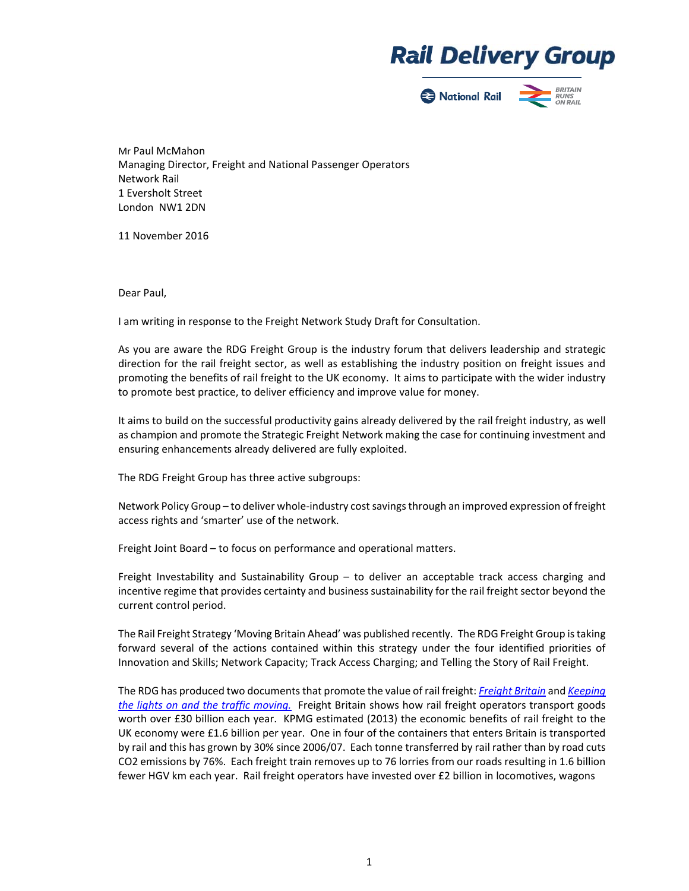Rail Delivery Group

National Rail | BRITAIN RUNS ON RAIL

Mr Paul McMahon
Managing Director, Freight and National Passenger Operators
Network Rail
1 Eversholt Street
London NW1 2DN

11 November 2016

Dear Paul,

I am writing in response to the Freight Network Study Draft for Consultation.

As you are aware the RDG Freight Group is the industry forum that delivers leadership and strategic direction for the rail freight sector, as well as establishing the industry position on freight issues and promoting the benefits of rail freight to the UK economy. It aims to participate with the wider industry to promote best practice, to deliver efficiency and improve value for money.

It aims to build on the successful productivity gains already delivered by the rail freight industry, as well as champion and promote the Strategic Freight Network making the case for continuing investment and ensuring enhancements already delivered are fully exploited.

The RDG Freight Group has three active subgroups:

Network Policy Group – to deliver whole-industry cost savings through an improved expression of freight access rights and 'smarter' use of the network.

Freight Joint Board – to focus on performance and operational matters.

Freight Investability and Sustainability Group – to deliver an acceptable track access charging and incentive regime that provides certainty and business sustainability for the rail freight sector beyond the current control period.

The Rail Freight Strategy 'Moving Britain Ahead' was published recently. The RDG Freight Group is taking forward several of the actions contained within this strategy under the four identified priorities of Innovation and Skills; Network Capacity; Track Access Charging; and Telling the Story of Rail Freight.

The RDG has produced two documents that promote the value of rail freight: *Freight Britain* and *Keeping the lights on and the traffic moving.* Freight Britain shows how rail freight operators transport goods worth over £30 billion each year. KPMG estimated (2013) the economic benefits of rail freight to the UK economy were £1.6 billion per year. One in four of the containers that enters Britain is transported by rail and this has grown by 30% since 2006/07. Each tonne transferred by rail rather than by road cuts $CO_2$ emissions by 76%. Each freight train removes up to 76 lorries from our roads resulting in 1.6 billion fewer HGV km each year. Rail freight operators have invested over £2 billion in locomotives, wagons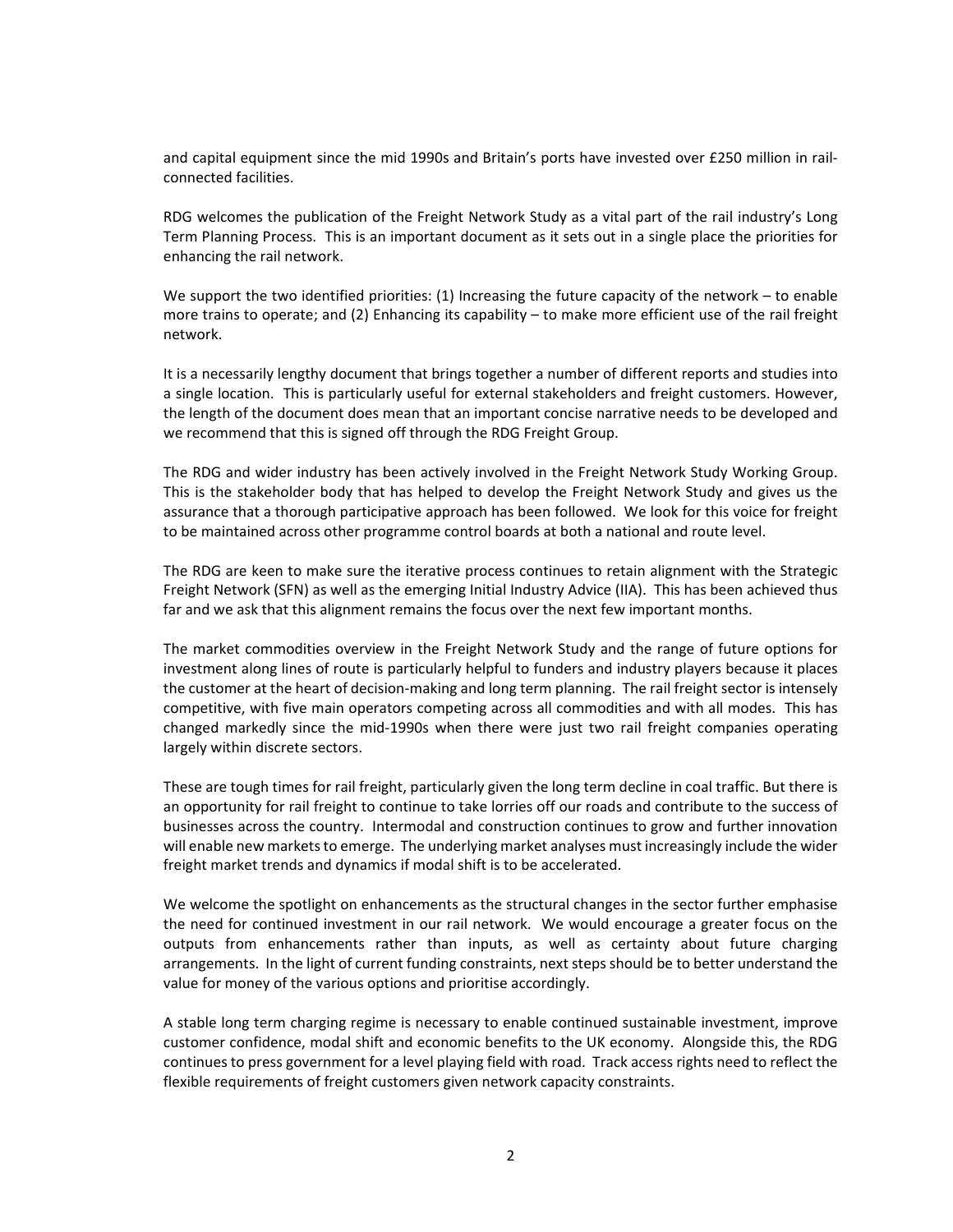and capital equipment since the mid 1990s and Britain's ports have invested over £250 million in rail-connected facilities.

RDG welcomes the publication of the Freight Network Study as a vital part of the rail industry's Long Term Planning Process. This is an important document as it sets out in a single place the priorities for enhancing the rail network.

We support the two identified priorities: (1) Increasing the future capacity of the network – to enable more trains to operate; and (2) Enhancing its capability – to make more efficient use of the rail freight network.

It is a necessarily lengthy document that brings together a number of different reports and studies into a single location. This is particularly useful for external stakeholders and freight customers. However, the length of the document does mean that an important concise narrative needs to be developed and we recommend that this is signed off through the RDG Freight Group.

The RDG and wider industry has been actively involved in the Freight Network Study Working Group. This is the stakeholder body that has helped to develop the Freight Network Study and gives us the assurance that a thorough participative approach has been followed. We look for this voice for freight to be maintained across other programme control boards at both a national and route level.

The RDG are keen to make sure the iterative process continues to retain alignment with the Strategic Freight Network (SFN) as well as the emerging Initial Industry Advice (IIA). This has been achieved thus far and we ask that this alignment remains the focus over the next few important months.

The market commodities overview in the Freight Network Study and the range of future options for investment along lines of route is particularly helpful to funders and industry players because it places the customer at the heart of decision-making and long term planning. The rail freight sector is intensely competitive, with five main operators competing across all commodities and with all modes. This has changed markedly since the mid-1990s when there were just two rail freight companies operating largely within discrete sectors.

These are tough times for rail freight, particularly given the long term decline in coal traffic. But there is an opportunity for rail freight to continue to take lorries off our roads and contribute to the success of businesses across the country. Intermodal and construction continues to grow and further innovation will enable new markets to emerge. The underlying market analyses must increasingly include the wider freight market trends and dynamics if modal shift is to be accelerated.

We welcome the spotlight on enhancements as the structural changes in the sector further emphasise the need for continued investment in our rail network. We would encourage a greater focus on the outputs from enhancements rather than inputs, as well as certainty about future charging arrangements. In the light of current funding constraints, next steps should be to better understand the value for money of the various options and prioritise accordingly.

A stable long term charging regime is necessary to enable continued sustainable investment, improve customer confidence, modal shift and economic benefits to the UK economy. Alongside this, the RDG continues to press government for a level playing field with road. Track access rights need to reflect the flexible requirements of freight customers given network capacity constraints.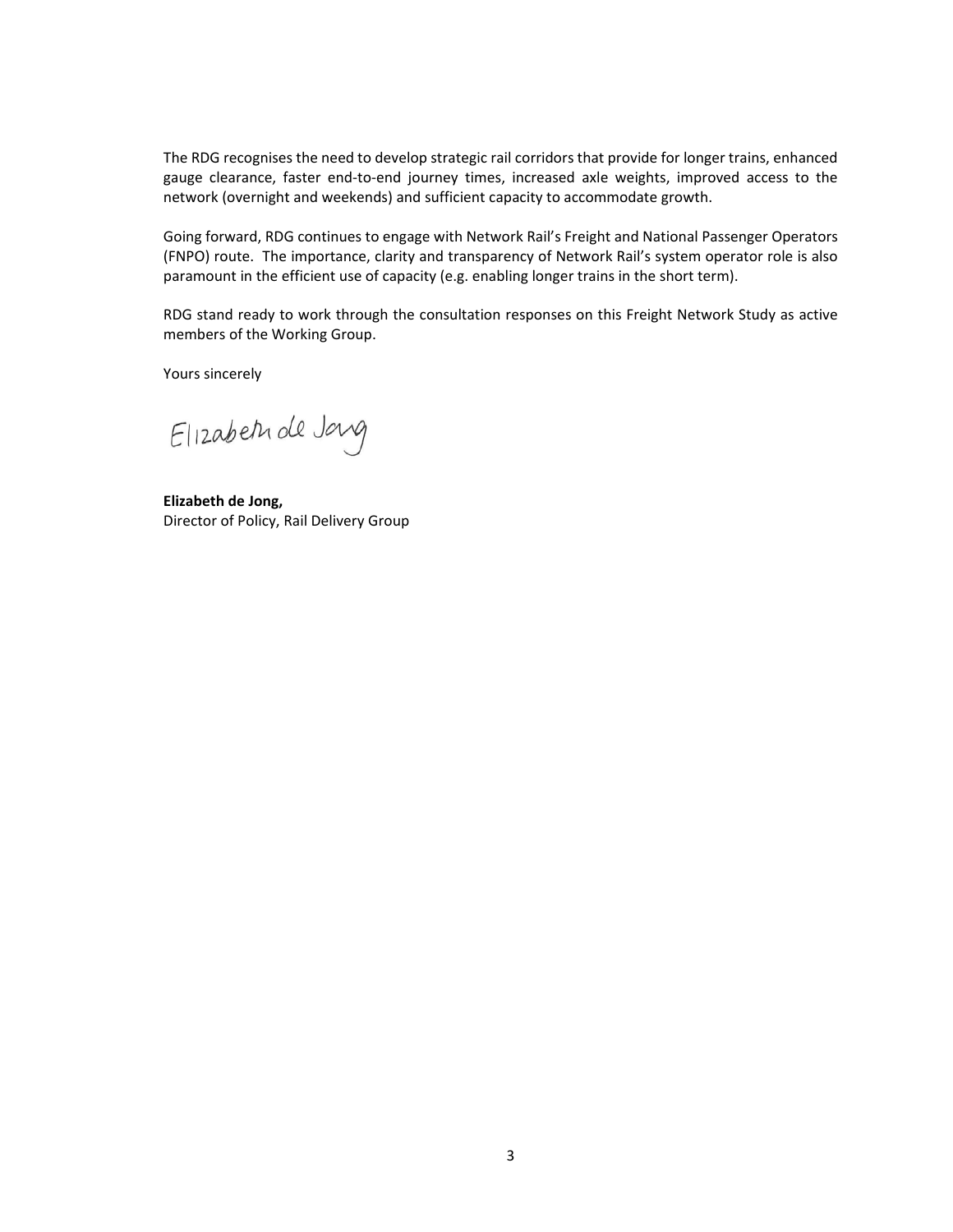The RDG recognises the need to develop strategic rail corridors that provide for longer trains, enhanced gauge clearance, faster end-to-end journey times, increased axle weights, improved access to the network (overnight and weekends) and sufficient capacity to accommodate growth.

Going forward, RDG continues to engage with Network Rail's Freight and National Passenger Operators (FNPO) route. The importance, clarity and transparency of Network Rail's system operator role is also paramount in the efficient use of capacity (e.g. enabling longer trains in the short term).

RDG stand ready to work through the consultation responses on this Freight Network Study as active members of the Working Group.

Yours sincerely

Elizabeth de Jong

**Elizabeth de Jong,**
Director of Policy, Rail Delivery Group